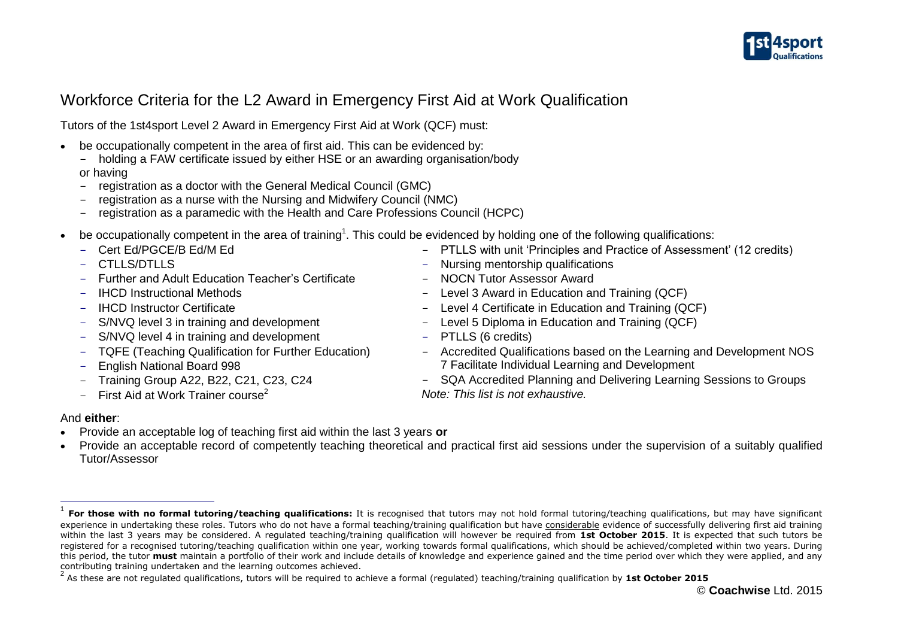# Workforce Criteria for the L2 Award in Emergency First Aid at Work Qualification

Tutors of the 1st4sport Level 2 Award in Emergency First Aid at Work (QCF) must:

- be occupationally competent in the area of first aid. This can be evidenced by:
  - holding a FAW certificate issued by either HSE or an awarding organisation/body

  or having
  - registration as a doctor with the General Medical Council (GMC)
  - registration as a nurse with the Nursing and Midwifery Council (NMC)
  - registration as a paramedic with the Health and Care Professions Council (HCPC)
- be occupationally competent in the area of training[1]. This could be evidenced by holding one of the following qualifications:
  - Cert Ed/PGCE/B Ed/M Ed
  - CTLLS/DTLLS
  - Further and Adult Education Teacher's Certificate
  - IHCD Instructional Methods
  - IHCD Instructor Certificate
  - S/NVQ level 3 in training and development
  - S/NVQ level 4 in training and development
  - TQFE (Teaching Qualification for Further Education)
  - English National Board 998
  - Training Group A22, B22, C21, C23, C24
  - First Aid at Work Trainer course[2]
  - PTLLS with unit 'Principles and Practice of Assessment' (12 credits)
  - Nursing mentorship qualifications
  - NOCN Tutor Assessor Award
  - Level 3 Award in Education and Training (QCF)
  - Level 4 Certificate in Education and Training (QCF)
  - Level 5 Diploma in Education and Training (QCF)
  - PTLLS (6 credits)
  - Accredited Qualifications based on the Learning and Development NOS 7 Facilitate Individual Learning and Development
  - SQA Accredited Planning and Delivering Learning Sessions to Groups

  *Note: This list is not exhaustive.*

And **either**:

- Provide an acceptable log of teaching first aid within the last 3 years **or**
- Provide an acceptable record of competently teaching theoretical and practical first aid sessions under the supervision of a suitably qualified Tutor/Assessor

---

[1] **For those with no formal tutoring/teaching qualifications:** It is recognised that tutors may not hold formal tutoring/teaching qualifications, but may have significant experience in undertaking these roles. Tutors who do not have a formal teaching/training qualification but have considerable evidence of successfully delivering first aid training within the last 3 years may be considered. A regulated teaching/training qualification will however be required from **1st October 2015**. It is expected that such tutors be registered for a recognised tutoring/teaching qualification within one year, working towards formal qualifications, which should be achieved/completed within two years. During this period, the tutor **must** maintain a portfolio of their work and include details of knowledge and experience gained and the time period over which they were applied, and any contributing training undertaken and the learning outcomes achieved.

[2] As these are not regulated qualifications, tutors will be required to achieve a formal (regulated) teaching/training qualification by **1st October 2015**

© **Coachwise** Ltd. 2015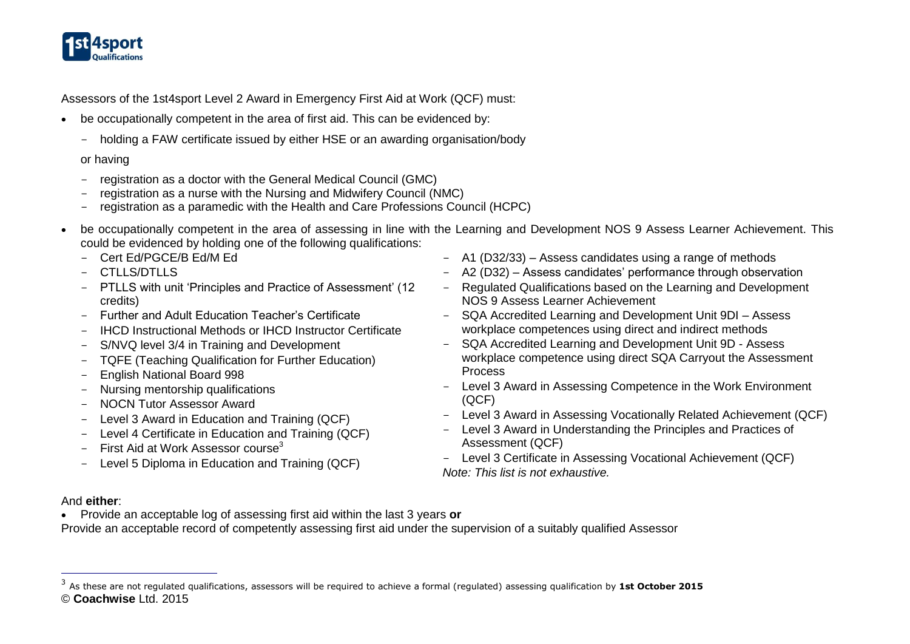Assessors of the 1st4sport Level 2 Award in Emergency First Aid at Work (QCF) must:

- be occupationally competent in the area of first aid. This can be evidenced by:
  - holding a FAW certificate issued by either HSE or an awarding organisation/body

  or having

  - registration as a doctor with the General Medical Council (GMC)
  - registration as a nurse with the Nursing and Midwifery Council (NMC)
  - registration as a paramedic with the Health and Care Professions Council (HCPC)
- be occupationally competent in the area of assessing in line with the Learning and Development NOS 9 Assess Learner Achievement. This could be evidenced by holding one of the following qualifications:
  - Cert Ed/PGCE/B Ed/M Ed
  - CTLLS/DTLLS
  - PTLLS with unit 'Principles and Practice of Assessment' (12 credits)
  - Further and Adult Education Teacher's Certificate
  - IHCD Instructional Methods or IHCD Instructor Certificate
  - S/NVQ level 3/4 in Training and Development
  - TQFE (Teaching Qualification for Further Education)
  - English National Board 998
  - Nursing mentorship qualifications
  - NOCN Tutor Assessor Award
  - Level 3 Award in Education and Training (QCF)
  - Level 4 Certificate in Education and Training (QCF)
  - First Aid at Work Assessor course[3]
  - Level 5 Diploma in Education and Training (QCF)
  - A1 (D32/33) – Assess candidates using a range of methods
  - A2 (D32) – Assess candidates' performance through observation
  - Regulated Qualifications based on the Learning and Development NOS 9 Assess Learner Achievement
  - SQA Accredited Learning and Development Unit 9DI – Assess workplace competences using direct and indirect methods
  - SQA Accredited Learning and Development Unit 9D - Assess workplace competence using direct SQA Carryout the Assessment Process
  - Level 3 Award in Assessing Competence in the Work Environment (QCF)
  - Level 3 Award in Assessing Vocationally Related Achievement (QCF)
  - Level 3 Award in Understanding the Principles and Practices of Assessment (QCF)
  - Level 3 Certificate in Assessing Vocational Achievement (QCF)

  *Note: This list is not exhaustive.*

And **either**:

- Provide an acceptable log of assessing first aid within the last 3 years **or**

Provide an acceptable record of competently assessing first aid under the supervision of a suitably qualified Assessor

[3] As these are not regulated qualifications, assessors will be required to achieve a formal (regulated) assessing qualification by **1st October 2015**

© **Coachwise** Ltd. 2015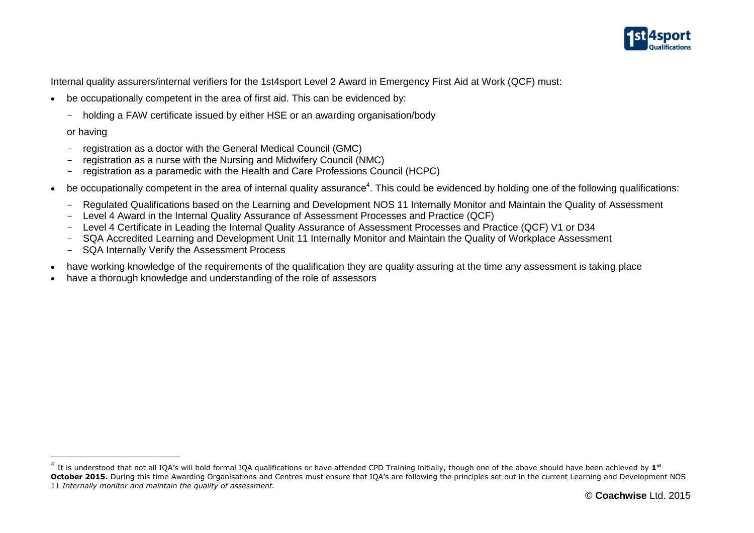Internal quality assurers/internal verifiers for the 1st4sport Level 2 Award in Emergency First Aid at Work (QCF) must:

- be occupationally competent in the area of first aid. This can be evidenced by:
  - holding a FAW certificate issued by either HSE or an awarding organisation/body

  or having

  - registration as a doctor with the General Medical Council (GMC)
  - registration as a nurse with the Nursing and Midwifery Council (NMC)
  - registration as a paramedic with the Health and Care Professions Council (HCPC)
- be occupationally competent in the area of internal quality assurance[4]. This could be evidenced by holding one of the following qualifications:
  - Regulated Qualifications based on the Learning and Development NOS 11 Internally Monitor and Maintain the Quality of Assessment
  - Level 4 Award in the Internal Quality Assurance of Assessment Processes and Practice (QCF)
  - Level 4 Certificate in Leading the Internal Quality Assurance of Assessment Processes and Practice (QCF) V1 or D34
  - SQA Accredited Learning and Development Unit 11 Internally Monitor and Maintain the Quality of Workplace Assessment
  - SQA Internally Verify the Assessment Process
- have working knowledge of the requirements of the qualification they are quality assuring at the time any assessment is taking place
- have a thorough knowledge and understanding of the role of assessors

[4] It is understood that not all IQA's will hold formal IQA qualifications or have attended CPD Training initially, though one of the above should have been achieved by **1st October 2015.** During this time Awarding Organisations and Centres must ensure that IQA's are following the principles set out in the current Learning and Development NOS 11 *Internally monitor and maintain the quality of assessment.*

© **Coachwise** Ltd. 2015